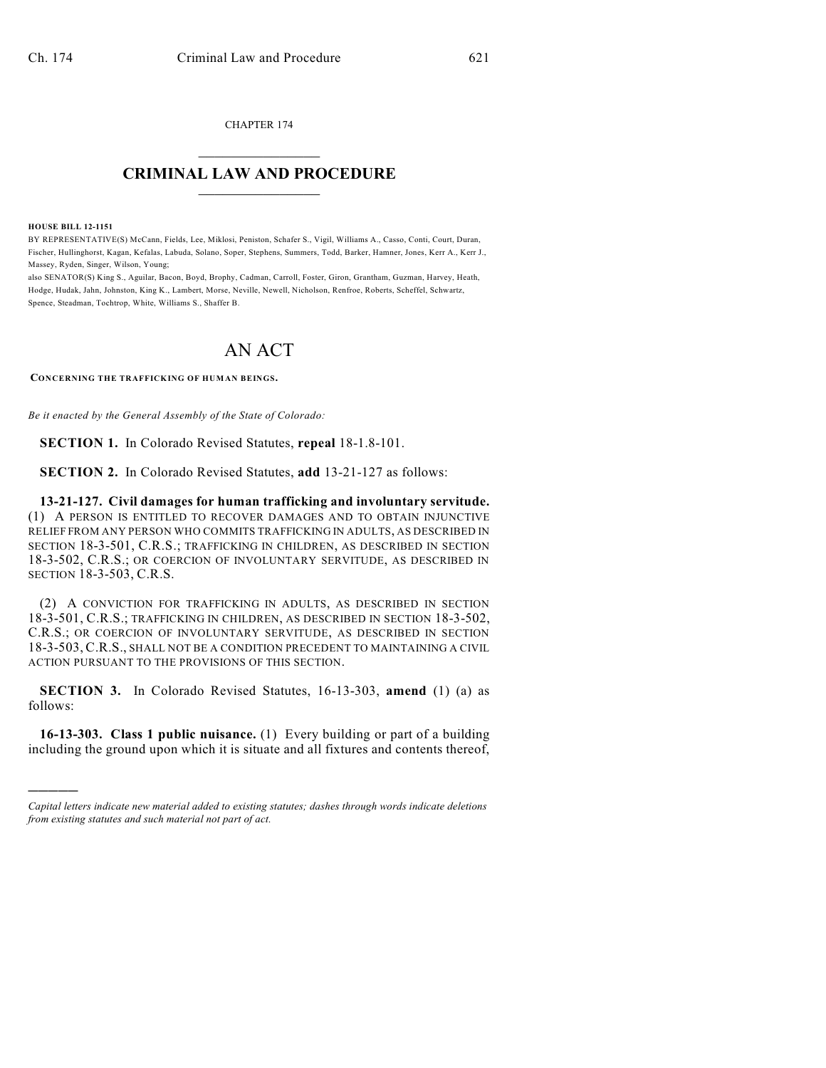CHAPTER 174

# CRIMINAL LAW AND PROCEDURE

**HOUSE BILL 12-1151**

BY REPRESENTATIVE(S) McCann, Fields, Lee, Miklosi, Peniston, Schafer S., Vigil, Williams A., Casso, Conti, Court, Duran, Fischer, Hullinghorst, Kagan, Kefalas, Labuda, Solano, Soper, Stephens, Summers, Todd, Barker, Hamner, Jones, Kerr A., Kerr J., Massey, Ryden, Singer, Wilson, Young;
also SENATOR(S) King S., Aguilar, Bacon, Boyd, Brophy, Cadman, Carroll, Foster, Giron, Grantham, Guzman, Harvey, Heath, Hodge, Hudak, Jahn, Johnston, King K., Lambert, Morse, Neville, Newell, Nicholson, Renfroe, Roberts, Scheffel, Schwartz, Spence, Steadman, Tochtrop, White, Williams S., Shaffer B.

# AN ACT

**CONCERNING THE TRAFFICKING OF HUMAN BEINGS.**

*Be it enacted by the General Assembly of the State of Colorado:*

**SECTION 1.** In Colorado Revised Statutes, **repeal** 18-1.8-101.

**SECTION 2.** In Colorado Revised Statutes, **add** 13-21-127 as follows:

**13-21-127. Civil damages for human trafficking and involuntary servitude.** (1) A PERSON IS ENTITLED TO RECOVER DAMAGES AND TO OBTAIN INJUNCTIVE RELIEF FROM ANY PERSON WHO COMMITS TRAFFICKING IN ADULTS, AS DESCRIBED IN SECTION 18-3-501, C.R.S.; TRAFFICKING IN CHILDREN, AS DESCRIBED IN SECTION 18-3-502, C.R.S.; OR COERCION OF INVOLUNTARY SERVITUDE, AS DESCRIBED IN SECTION 18-3-503, C.R.S.

(2) A CONVICTION FOR TRAFFICKING IN ADULTS, AS DESCRIBED IN SECTION 18-3-501, C.R.S.; TRAFFICKING IN CHILDREN, AS DESCRIBED IN SECTION 18-3-502, C.R.S.; OR COERCION OF INVOLUNTARY SERVITUDE, AS DESCRIBED IN SECTION 18-3-503, C.R.S., SHALL NOT BE A CONDITION PRECEDENT TO MAINTAINING A CIVIL ACTION PURSUANT TO THE PROVISIONS OF THIS SECTION.

**SECTION 3.** In Colorado Revised Statutes, 16-13-303, **amend** (1) (a) as follows:

**16-13-303. Class 1 public nuisance.** (1) Every building or part of a building including the ground upon which it is situate and all fixtures and contents thereof,

---

*Capital letters indicate new material added to existing statutes; dashes through words indicate deletions from existing statutes and such material not part of act.*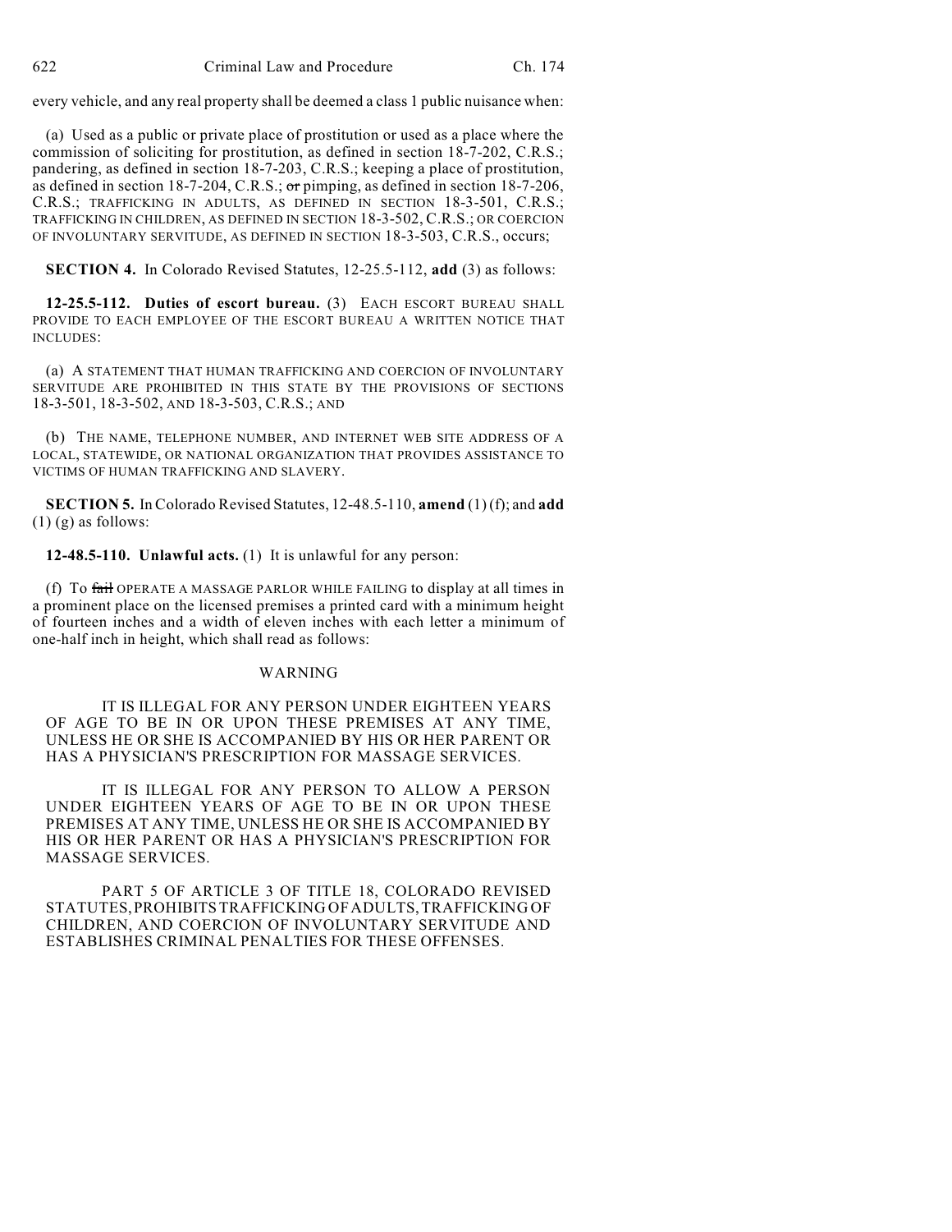every vehicle, and any real property shall be deemed a class 1 public nuisance when:

(a) Used as a public or private place of prostitution or used as a place where the commission of soliciting for prostitution, as defined in section 18-7-202, C.R.S.; pandering, as defined in section 18-7-203, C.R.S.; keeping a place of prostitution, as defined in section 18-7-204, C.R.S.; ~~or~~ pimping, as defined in section 18-7-206, C.R.S.; TRAFFICKING IN ADULTS, AS DEFINED IN SECTION 18-3-501, C.R.S.; TRAFFICKING IN CHILDREN, AS DEFINED IN SECTION 18-3-502, C.R.S.; OR COERCION OF INVOLUNTARY SERVITUDE, AS DEFINED IN SECTION 18-3-503, C.R.S., occurs;

**SECTION 4.** In Colorado Revised Statutes, 12-25.5-112, **add** (3) as follows:

**12-25.5-112. Duties of escort bureau.** (3) EACH ESCORT BUREAU SHALL PROVIDE TO EACH EMPLOYEE OF THE ESCORT BUREAU A WRITTEN NOTICE THAT INCLUDES:

(a) A STATEMENT THAT HUMAN TRAFFICKING AND COERCION OF INVOLUNTARY SERVITUDE ARE PROHIBITED IN THIS STATE BY THE PROVISIONS OF SECTIONS 18-3-501, 18-3-502, AND 18-3-503, C.R.S.; AND

(b) THE NAME, TELEPHONE NUMBER, AND INTERNET WEB SITE ADDRESS OF A LOCAL, STATEWIDE, OR NATIONAL ORGANIZATION THAT PROVIDES ASSISTANCE TO VICTIMS OF HUMAN TRAFFICKING AND SLAVERY.

**SECTION 5.** In Colorado Revised Statutes, 12-48.5-110, **amend** (1) (f); and **add** (1) (g) as follows:

**12-48.5-110. Unlawful acts.** (1) It is unlawful for any person:

(f) To ~~fail~~ OPERATE A MASSAGE PARLOR WHILE FAILING to display at all times in a prominent place on the licensed premises a printed card with a minimum height of fourteen inches and a width of eleven inches with each letter a minimum of one-half inch in height, which shall read as follows:

WARNING

IT IS ILLEGAL FOR ANY PERSON UNDER EIGHTEEN YEARS OF AGE TO BE IN OR UPON THESE PREMISES AT ANY TIME, UNLESS HE OR SHE IS ACCOMPANIED BY HIS OR HER PARENT OR HAS A PHYSICIAN'S PRESCRIPTION FOR MASSAGE SERVICES.

IT IS ILLEGAL FOR ANY PERSON TO ALLOW A PERSON UNDER EIGHTEEN YEARS OF AGE TO BE IN OR UPON THESE PREMISES AT ANY TIME, UNLESS HE OR SHE IS ACCOMPANIED BY HIS OR HER PARENT OR HAS A PHYSICIAN'S PRESCRIPTION FOR MASSAGE SERVICES.

PART 5 OF ARTICLE 3 OF TITLE 18, COLORADO REVISED STATUTES, PROHIBITS TRAFFICKING OF ADULTS, TRAFFICKING OF CHILDREN, AND COERCION OF INVOLUNTARY SERVITUDE AND ESTABLISHES CRIMINAL PENALTIES FOR THESE OFFENSES.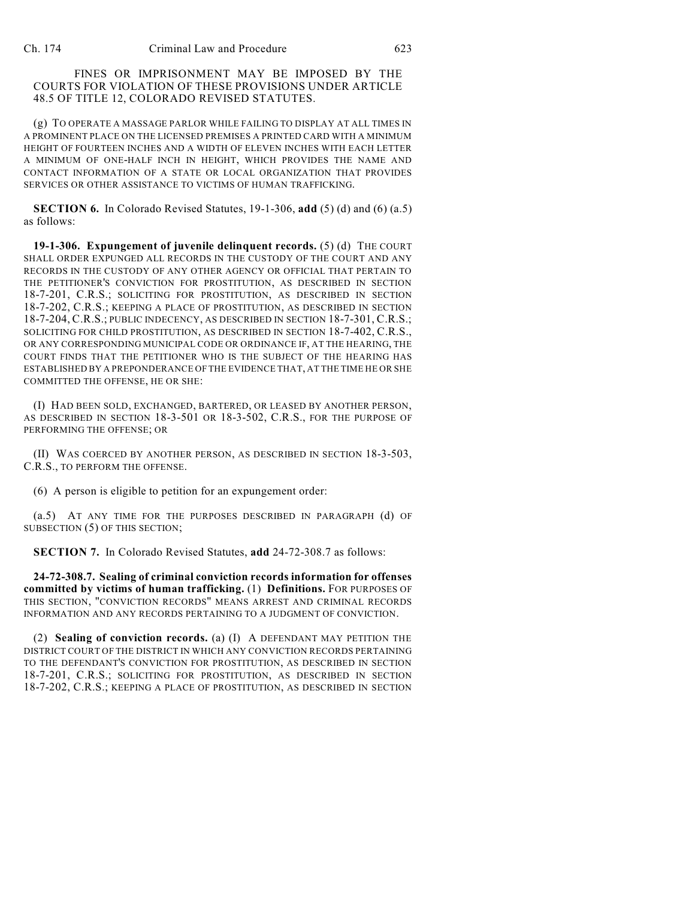FINES OR IMPRISONMENT MAY BE IMPOSED BY THE COURTS FOR VIOLATION OF THESE PROVISIONS UNDER ARTICLE 48.5 OF TITLE 12, COLORADO REVISED STATUTES.

(g) TO OPERATE A MASSAGE PARLOR WHILE FAILING TO DISPLAY AT ALL TIMES IN A PROMINENT PLACE ON THE LICENSED PREMISES A PRINTED CARD WITH A MINIMUM HEIGHT OF FOURTEEN INCHES AND A WIDTH OF ELEVEN INCHES WITH EACH LETTER A MINIMUM OF ONE-HALF INCH IN HEIGHT, WHICH PROVIDES THE NAME AND CONTACT INFORMATION OF A STATE OR LOCAL ORGANIZATION THAT PROVIDES SERVICES OR OTHER ASSISTANCE TO VICTIMS OF HUMAN TRAFFICKING.

**SECTION 6.** In Colorado Revised Statutes, 19-1-306, **add** (5) (d) and (6) (a.5) as follows:

**19-1-306. Expungement of juvenile delinquent records.** (5) (d) THE COURT SHALL ORDER EXPUNGED ALL RECORDS IN THE CUSTODY OF THE COURT AND ANY RECORDS IN THE CUSTODY OF ANY OTHER AGENCY OR OFFICIAL THAT PERTAIN TO THE PETITIONER'S CONVICTION FOR PROSTITUTION, AS DESCRIBED IN SECTION 18-7-201, C.R.S.; SOLICITING FOR PROSTITUTION, AS DESCRIBED IN SECTION 18-7-202, C.R.S.; KEEPING A PLACE OF PROSTITUTION, AS DESCRIBED IN SECTION 18-7-204, C.R.S.; PUBLIC INDECENCY, AS DESCRIBED IN SECTION 18-7-301, C.R.S.; SOLICITING FOR CHILD PROSTITUTION, AS DESCRIBED IN SECTION 18-7-402, C.R.S., OR ANY CORRESPONDING MUNICIPAL CODE OR ORDINANCE IF, AT THE HEARING, THE COURT FINDS THAT THE PETITIONER WHO IS THE SUBJECT OF THE HEARING HAS ESTABLISHED BY A PREPONDERANCE OF THE EVIDENCE THAT, AT THE TIME HE OR SHE COMMITTED THE OFFENSE, HE OR SHE:

(I) HAD BEEN SOLD, EXCHANGED, BARTERED, OR LEASED BY ANOTHER PERSON, AS DESCRIBED IN SECTION 18-3-501 OR 18-3-502, C.R.S., FOR THE PURPOSE OF PERFORMING THE OFFENSE; OR

(II) WAS COERCED BY ANOTHER PERSON, AS DESCRIBED IN SECTION 18-3-503, C.R.S., TO PERFORM THE OFFENSE.

(6) A person is eligible to petition for an expungement order:

(a.5) AT ANY TIME FOR THE PURPOSES DESCRIBED IN PARAGRAPH (d) OF SUBSECTION (5) OF THIS SECTION;

**SECTION 7.** In Colorado Revised Statutes, **add** 24-72-308.7 as follows:

**24-72-308.7. Sealing of criminal conviction records information for offenses committed by victims of human trafficking.** (1) **Definitions.** FOR PURPOSES OF THIS SECTION, "CONVICTION RECORDS" MEANS ARREST AND CRIMINAL RECORDS INFORMATION AND ANY RECORDS PERTAINING TO A JUDGMENT OF CONVICTION.

(2) **Sealing of conviction records.** (a) (I) A DEFENDANT MAY PETITION THE DISTRICT COURT OF THE DISTRICT IN WHICH ANY CONVICTION RECORDS PERTAINING TO THE DEFENDANT'S CONVICTION FOR PROSTITUTION, AS DESCRIBED IN SECTION 18-7-201, C.R.S.; SOLICITING FOR PROSTITUTION, AS DESCRIBED IN SECTION 18-7-202, C.R.S.; KEEPING A PLACE OF PROSTITUTION, AS DESCRIBED IN SECTION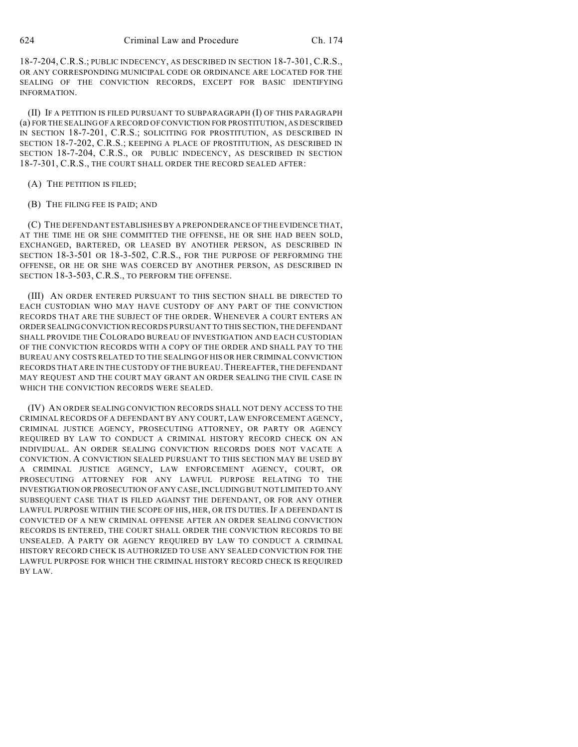18-7-204, C.R.S.; PUBLIC INDECENCY, AS DESCRIBED IN SECTION 18-7-301, C.R.S., OR ANY CORRESPONDING MUNICIPAL CODE OR ORDINANCE ARE LOCATED FOR THE SEALING OF THE CONVICTION RECORDS, EXCEPT FOR BASIC IDENTIFYING INFORMATION.

(II) IF A PETITION IS FILED PURSUANT TO SUBPARAGRAPH (I) OF THIS PARAGRAPH (a) FOR THE SEALING OF A RECORD OF CONVICTION FOR PROSTITUTION, AS DESCRIBED IN SECTION 18-7-201, C.R.S.; SOLICITING FOR PROSTITUTION, AS DESCRIBED IN SECTION 18-7-202, C.R.S.; KEEPING A PLACE OF PROSTITUTION, AS DESCRIBED IN SECTION 18-7-204, C.R.S., OR PUBLIC INDECENCY, AS DESCRIBED IN SECTION 18-7-301, C.R.S., THE COURT SHALL ORDER THE RECORD SEALED AFTER:

(A) THE PETITION IS FILED;

(B) THE FILING FEE IS PAID; AND

(C) THE DEFENDANT ESTABLISHES BY A PREPONDERANCE OF THE EVIDENCE THAT, AT THE TIME HE OR SHE COMMITTED THE OFFENSE, HE OR SHE HAD BEEN SOLD, EXCHANGED, BARTERED, OR LEASED BY ANOTHER PERSON, AS DESCRIBED IN SECTION 18-3-501 OR 18-3-502, C.R.S., FOR THE PURPOSE OF PERFORMING THE OFFENSE, OR HE OR SHE WAS COERCED BY ANOTHER PERSON, AS DESCRIBED IN SECTION 18-3-503, C.R.S., TO PERFORM THE OFFENSE.

(III) AN ORDER ENTERED PURSUANT TO THIS SECTION SHALL BE DIRECTED TO EACH CUSTODIAN WHO MAY HAVE CUSTODY OF ANY PART OF THE CONVICTION RECORDS THAT ARE THE SUBJECT OF THE ORDER. WHENEVER A COURT ENTERS AN ORDER SEALING CONVICTION RECORDS PURSUANT TO THIS SECTION, THE DEFENDANT SHALL PROVIDE THE COLORADO BUREAU OF INVESTIGATION AND EACH CUSTODIAN OF THE CONVICTION RECORDS WITH A COPY OF THE ORDER AND SHALL PAY TO THE BUREAU ANY COSTS RELATED TO THE SEALING OF HIS OR HER CRIMINAL CONVICTION RECORDS THAT ARE IN THE CUSTODY OF THE BUREAU. THEREAFTER, THE DEFENDANT MAY REQUEST AND THE COURT MAY GRANT AN ORDER SEALING THE CIVIL CASE IN WHICH THE CONVICTION RECORDS WERE SEALED.

(IV) AN ORDER SEALING CONVICTION RECORDS SHALL NOT DENY ACCESS TO THE CRIMINAL RECORDS OF A DEFENDANT BY ANY COURT, LAW ENFORCEMENT AGENCY, CRIMINAL JUSTICE AGENCY, PROSECUTING ATTORNEY, OR PARTY OR AGENCY REQUIRED BY LAW TO CONDUCT A CRIMINAL HISTORY RECORD CHECK ON AN INDIVIDUAL. AN ORDER SEALING CONVICTION RECORDS DOES NOT VACATE A CONVICTION. A CONVICTION SEALED PURSUANT TO THIS SECTION MAY BE USED BY A CRIMINAL JUSTICE AGENCY, LAW ENFORCEMENT AGENCY, COURT, OR PROSECUTING ATTORNEY FOR ANY LAWFUL PURPOSE RELATING TO THE INVESTIGATION OR PROSECUTION OF ANY CASE, INCLUDING BUT NOT LIMITED TO ANY SUBSEQUENT CASE THAT IS FILED AGAINST THE DEFENDANT, OR FOR ANY OTHER LAWFUL PURPOSE WITHIN THE SCOPE OF HIS, HER, OR ITS DUTIES. IF A DEFENDANT IS CONVICTED OF A NEW CRIMINAL OFFENSE AFTER AN ORDER SEALING CONVICTION RECORDS IS ENTERED, THE COURT SHALL ORDER THE CONVICTION RECORDS TO BE UNSEALED. A PARTY OR AGENCY REQUIRED BY LAW TO CONDUCT A CRIMINAL HISTORY RECORD CHECK IS AUTHORIZED TO USE ANY SEALED CONVICTION FOR THE LAWFUL PURPOSE FOR WHICH THE CRIMINAL HISTORY RECORD CHECK IS REQUIRED BY LAW.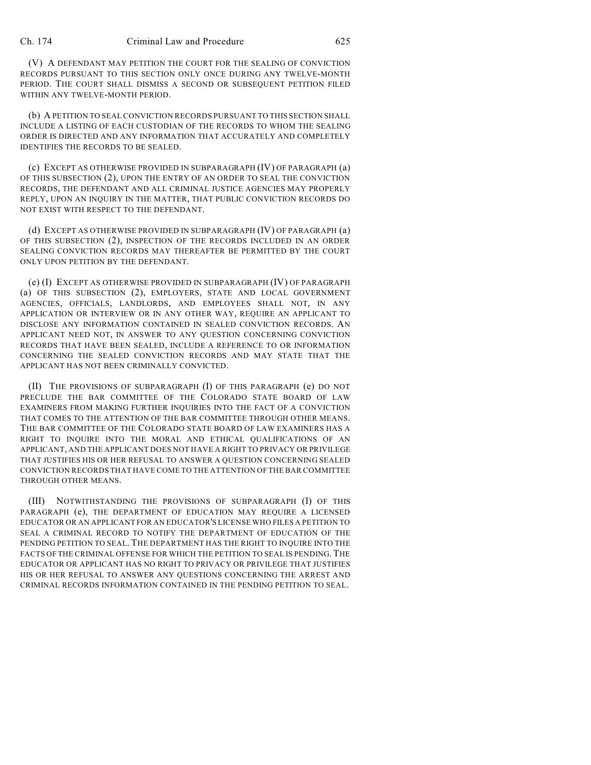(V) A DEFENDANT MAY PETITION THE COURT FOR THE SEALING OF CONVICTION RECORDS PURSUANT TO THIS SECTION ONLY ONCE DURING ANY TWELVE-MONTH PERIOD. THE COURT SHALL DISMISS A SECOND OR SUBSEQUENT PETITION FILED WITHIN ANY TWELVE-MONTH PERIOD.

(b) A PETITION TO SEAL CONVICTION RECORDS PURSUANT TO THIS SECTION SHALL INCLUDE A LISTING OF EACH CUSTODIAN OF THE RECORDS TO WHOM THE SEALING ORDER IS DIRECTED AND ANY INFORMATION THAT ACCURATELY AND COMPLETELY IDENTIFIES THE RECORDS TO BE SEALED.

(c) EXCEPT AS OTHERWISE PROVIDED IN SUBPARAGRAPH (IV) OF PARAGRAPH (a) OF THIS SUBSECTION (2), UPON THE ENTRY OF AN ORDER TO SEAL THE CONVICTION RECORDS, THE DEFENDANT AND ALL CRIMINAL JUSTICE AGENCIES MAY PROPERLY REPLY, UPON AN INQUIRY IN THE MATTER, THAT PUBLIC CONVICTION RECORDS DO NOT EXIST WITH RESPECT TO THE DEFENDANT.

(d) EXCEPT AS OTHERWISE PROVIDED IN SUBPARAGRAPH (IV) OF PARAGRAPH (a) OF THIS SUBSECTION (2), INSPECTION OF THE RECORDS INCLUDED IN AN ORDER SEALING CONVICTION RECORDS MAY THEREAFTER BE PERMITTED BY THE COURT ONLY UPON PETITION BY THE DEFENDANT.

(e) (I) EXCEPT AS OTHERWISE PROVIDED IN SUBPARAGRAPH (IV) OF PARAGRAPH (a) OF THIS SUBSECTION (2), EMPLOYERS, STATE AND LOCAL GOVERNMENT AGENCIES, OFFICIALS, LANDLORDS, AND EMPLOYEES SHALL NOT, IN ANY APPLICATION OR INTERVIEW OR IN ANY OTHER WAY, REQUIRE AN APPLICANT TO DISCLOSE ANY INFORMATION CONTAINED IN SEALED CONVICTION RECORDS. AN APPLICANT NEED NOT, IN ANSWER TO ANY QUESTION CONCERNING CONVICTION RECORDS THAT HAVE BEEN SEALED, INCLUDE A REFERENCE TO OR INFORMATION CONCERNING THE SEALED CONVICTION RECORDS AND MAY STATE THAT THE APPLICANT HAS NOT BEEN CRIMINALLY CONVICTED.

(II) THE PROVISIONS OF SUBPARAGRAPH (I) OF THIS PARAGRAPH (e) DO NOT PRECLUDE THE BAR COMMITTEE OF THE COLORADO STATE BOARD OF LAW EXAMINERS FROM MAKING FURTHER INQUIRIES INTO THE FACT OF A CONVICTION THAT COMES TO THE ATTENTION OF THE BAR COMMITTEE THROUGH OTHER MEANS. THE BAR COMMITTEE OF THE COLORADO STATE BOARD OF LAW EXAMINERS HAS A RIGHT TO INQUIRE INTO THE MORAL AND ETHICAL QUALIFICATIONS OF AN APPLICANT, AND THE APPLICANT DOES NOT HAVE A RIGHT TO PRIVACY OR PRIVILEGE THAT JUSTIFIES HIS OR HER REFUSAL TO ANSWER A QUESTION CONCERNING SEALED CONVICTION RECORDS THAT HAVE COME TO THE ATTENTION OF THE BAR COMMITTEE THROUGH OTHER MEANS.

(III) NOTWITHSTANDING THE PROVISIONS OF SUBPARAGRAPH (I) OF THIS PARAGRAPH (e), THE DEPARTMENT OF EDUCATION MAY REQUIRE A LICENSED EDUCATOR OR AN APPLICANT FOR AN EDUCATOR'S LICENSE WHO FILES A PETITION TO SEAL A CRIMINAL RECORD TO NOTIFY THE DEPARTMENT OF EDUCATION OF THE PENDING PETITION TO SEAL. THE DEPARTMENT HAS THE RIGHT TO INQUIRE INTO THE FACTS OF THE CRIMINAL OFFENSE FOR WHICH THE PETITION TO SEAL IS PENDING. THE EDUCATOR OR APPLICANT HAS NO RIGHT TO PRIVACY OR PRIVILEGE THAT JUSTIFIES HIS OR HER REFUSAL TO ANSWER ANY QUESTIONS CONCERNING THE ARREST AND CRIMINAL RECORDS INFORMATION CONTAINED IN THE PENDING PETITION TO SEAL.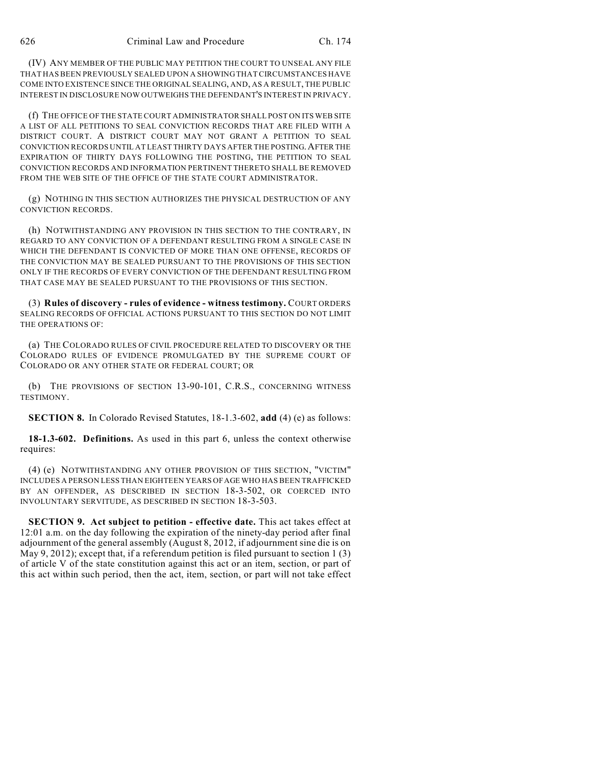(IV) ANY MEMBER OF THE PUBLIC MAY PETITION THE COURT TO UNSEAL ANY FILE THAT HAS BEEN PREVIOUSLY SEALED UPON A SHOWING THAT CIRCUMSTANCES HAVE COME INTO EXISTENCE SINCE THE ORIGINAL SEALING, AND, AS A RESULT, THE PUBLIC INTEREST IN DISCLOSURE NOW OUTWEIGHS THE DEFENDANT'S INTEREST IN PRIVACY.

(f) THE OFFICE OF THE STATE COURT ADMINISTRATOR SHALL POST ON ITS WEB SITE A LIST OF ALL PETITIONS TO SEAL CONVICTION RECORDS THAT ARE FILED WITH A DISTRICT COURT. A DISTRICT COURT MAY NOT GRANT A PETITION TO SEAL CONVICTION RECORDS UNTIL AT LEAST THIRTY DAYS AFTER THE POSTING. AFTER THE EXPIRATION OF THIRTY DAYS FOLLOWING THE POSTING, THE PETITION TO SEAL CONVICTION RECORDS AND INFORMATION PERTINENT THERETO SHALL BE REMOVED FROM THE WEB SITE OF THE OFFICE OF THE STATE COURT ADMINISTRATOR.

(g) NOTHING IN THIS SECTION AUTHORIZES THE PHYSICAL DESTRUCTION OF ANY CONVICTION RECORDS.

(h) NOTWITHSTANDING ANY PROVISION IN THIS SECTION TO THE CONTRARY, IN REGARD TO ANY CONVICTION OF A DEFENDANT RESULTING FROM A SINGLE CASE IN WHICH THE DEFENDANT IS CONVICTED OF MORE THAN ONE OFFENSE, RECORDS OF THE CONVICTION MAY BE SEALED PURSUANT TO THE PROVISIONS OF THIS SECTION ONLY IF THE RECORDS OF EVERY CONVICTION OF THE DEFENDANT RESULTING FROM THAT CASE MAY BE SEALED PURSUANT TO THE PROVISIONS OF THIS SECTION.

(3) **Rules of discovery - rules of evidence - witness testimony.** COURT ORDERS SEALING RECORDS OF OFFICIAL ACTIONS PURSUANT TO THIS SECTION DO NOT LIMIT THE OPERATIONS OF:

(a) THE COLORADO RULES OF CIVIL PROCEDURE RELATED TO DISCOVERY OR THE COLORADO RULES OF EVIDENCE PROMULGATED BY THE SUPREME COURT OF COLORADO OR ANY OTHER STATE OR FEDERAL COURT; OR

(b) THE PROVISIONS OF SECTION 13-90-101, C.R.S., CONCERNING WITNESS TESTIMONY.

**SECTION 8.** In Colorado Revised Statutes, 18-1.3-602, **add** (4) (e) as follows:

**18-1.3-602. Definitions.** As used in this part 6, unless the context otherwise requires:

(4) (e) NOTWITHSTANDING ANY OTHER PROVISION OF THIS SECTION, "VICTIM" INCLUDES A PERSON LESS THAN EIGHTEEN YEARS OF AGE WHO HAS BEEN TRAFFICKED BY AN OFFENDER, AS DESCRIBED IN SECTION 18-3-502, OR COERCED INTO INVOLUNTARY SERVITUDE, AS DESCRIBED IN SECTION 18-3-503.

**SECTION 9. Act subject to petition - effective date.** This act takes effect at 12:01 a.m. on the day following the expiration of the ninety-day period after final adjournment of the general assembly (August 8, 2012, if adjournment sine die is on May 9, 2012); except that, if a referendum petition is filed pursuant to section 1 (3) of article V of the state constitution against this act or an item, section, or part of this act within such period, then the act, item, section, or part will not take effect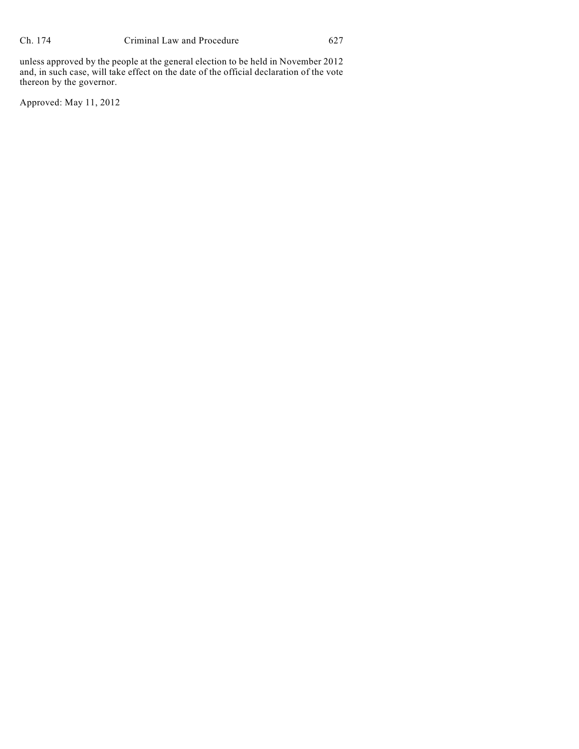unless approved by the people at the general election to be held in November 2012 and, in such case, will take effect on the date of the official declaration of the vote thereon by the governor.

Approved: May 11, 2012